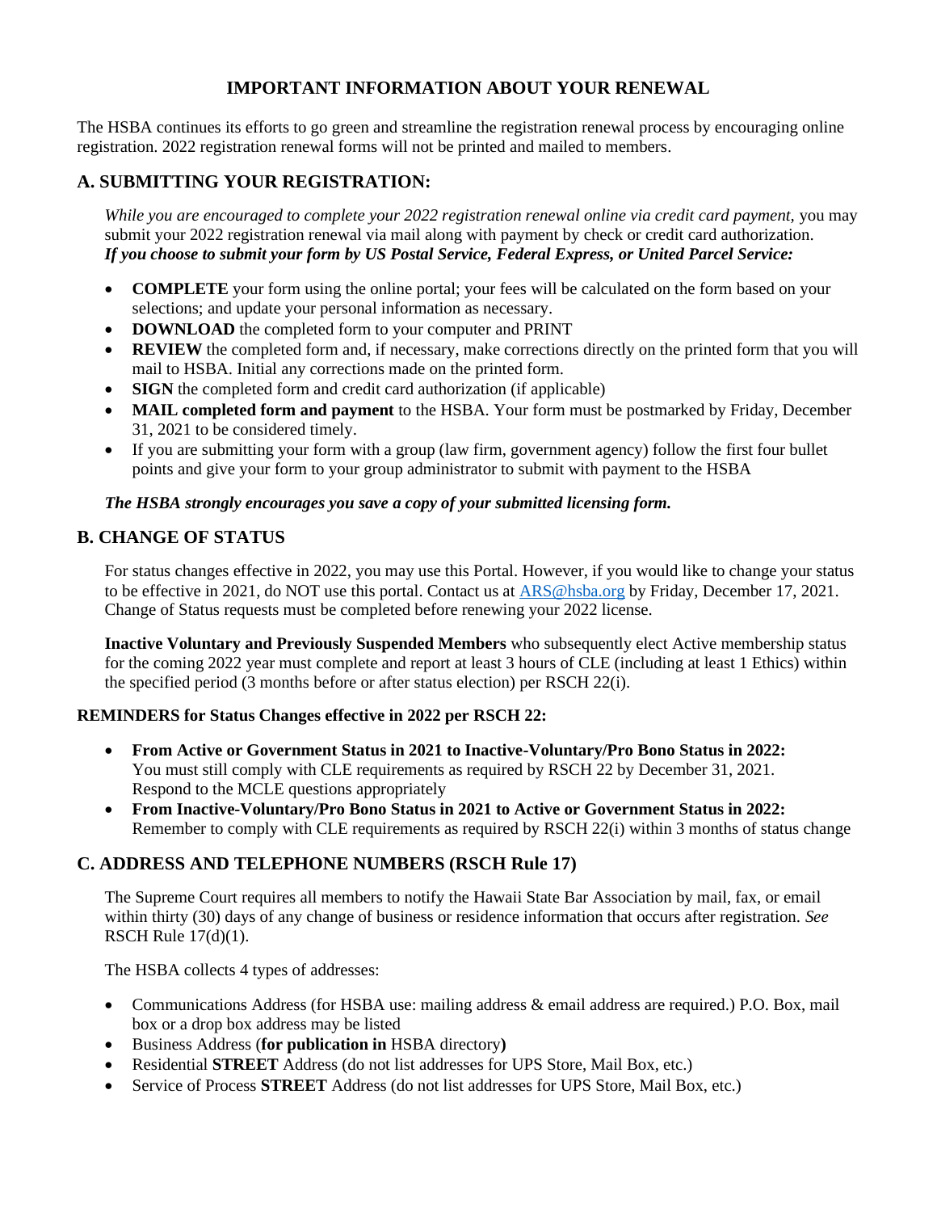# IMPORTANT INFORMATION ABOUT YOUR RENEWAL

The HSBA continues its efforts to go green and streamline the registration renewal process by encouraging online registration. 2022 registration renewal forms will not be printed and mailed to members.

## A. SUBMITTING YOUR REGISTRATION:

*While you are encouraged to complete your 2022 registration renewal online via credit card payment,* you may submit your 2022 registration renewal via mail along with payment by check or credit card authorization. ***If you choose to submit your form by US Postal Service, Federal Express, or United Parcel Service:***

- **COMPLETE** your form using the online portal; your fees will be calculated on the form based on your selections; and update your personal information as necessary.
- **DOWNLOAD** the completed form to your computer and PRINT
- **REVIEW** the completed form and, if necessary, make corrections directly on the printed form that you will mail to HSBA. Initial any corrections made on the printed form.
- **SIGN** the completed form and credit card authorization (if applicable)
- **MAIL completed form and payment** to the HSBA. Your form must be postmarked by Friday, December 31, 2021 to be considered timely.
- If you are submitting your form with a group (law firm, government agency) follow the first four bullet points and give your form to your group administrator to submit with payment to the HSBA

***The HSBA strongly encourages you save a copy of your submitted licensing form.***

## B. CHANGE OF STATUS

For status changes effective in 2022, you may use this Portal. However, if you would like to change your status to be effective in 2021, do NOT use this portal. Contact us at [ARS@hsba.org](mailto:ARS@hsba.org) by Friday, December 17, 2021. Change of Status requests must be completed before renewing your 2022 license.

**Inactive Voluntary and Previously Suspended Members** who subsequently elect Active membership status for the coming 2022 year must complete and report at least 3 hours of CLE (including at least 1 Ethics) within the specified period (3 months before or after status election) per RSCH 22(i).

**REMINDERS for Status Changes effective in 2022 per RSCH 22:**

- **From Active or Government Status in 2021 to Inactive-Voluntary/Pro Bono Status in 2022:** You must still comply with CLE requirements as required by RSCH 22 by December 31, 2021. Respond to the MCLE questions appropriately
- **From Inactive-Voluntary/Pro Bono Status in 2021 to Active or Government Status in 2022:** Remember to comply with CLE requirements as required by RSCH 22(i) within 3 months of status change

## C. ADDRESS AND TELEPHONE NUMBERS (RSCH Rule 17)

The Supreme Court requires all members to notify the Hawaii State Bar Association by mail, fax, or email within thirty (30) days of any change of business or residence information that occurs after registration. *See* RSCH Rule 17(d)(1).

The HSBA collects 4 types of addresses:

- Communications Address (for HSBA use: mailing address & email address are required.) P.O. Box, mail box or a drop box address may be listed
- Business Address (**for publication in** HSBA directory**)**
- Residential **STREET** Address (do not list addresses for UPS Store, Mail Box, etc.)
- Service of Process **STREET** Address (do not list addresses for UPS Store, Mail Box, etc.)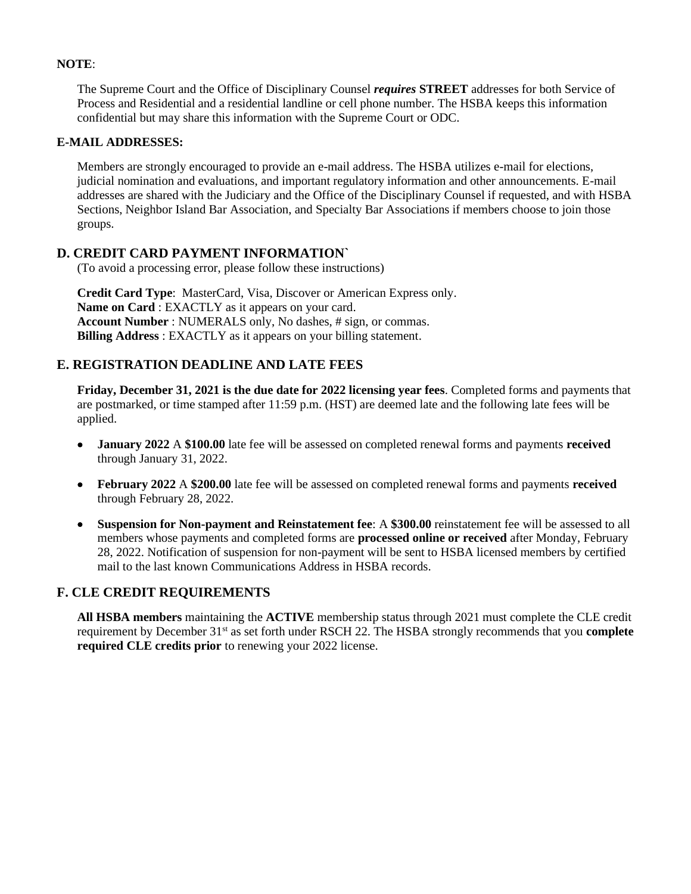**NOTE**:

The Supreme Court and the Office of Disciplinary Counsel ***requires*** **STREET** addresses for both Service of Process and Residential and a residential landline or cell phone number. The HSBA keeps this information confidential but may share this information with the Supreme Court or ODC.

**E-MAIL ADDRESSES:**

Members are strongly encouraged to provide an e-mail address. The HSBA utilizes e-mail for elections, judicial nomination and evaluations, and important regulatory information and other announcements. E-mail addresses are shared with the Judiciary and the Office of the Disciplinary Counsel if requested, and with HSBA Sections, Neighbor Island Bar Association, and Specialty Bar Associations if members choose to join those groups.

## D. CREDIT CARD PAYMENT INFORMATION`

(To avoid a processing error, please follow these instructions)

**Credit Card Type**: MasterCard, Visa, Discover or American Express only.
**Name on Card** : EXACTLY as it appears on your card.
**Account Number** : NUMERALS only, No dashes, # sign, or commas.
**Billing Address** : EXACTLY as it appears on your billing statement.

## E. REGISTRATION DEADLINE AND LATE FEES

**Friday, December 31, 2021 is the due date for 2022 licensing year fees**. Completed forms and payments that are postmarked, or time stamped after 11:59 p.m. (HST) are deemed late and the following late fees will be applied.

- **January 2022** A **$100.00** late fee will be assessed on completed renewal forms and payments **received** through January 31, 2022.
- **February 2022** A **$200.00** late fee will be assessed on completed renewal forms and payments **received** through February 28, 2022.
- **Suspension for Non-payment and Reinstatement fee**: A **$300.00** reinstatement fee will be assessed to all members whose payments and completed forms are **processed online or received** after Monday, February 28, 2022. Notification of suspension for non-payment will be sent to HSBA licensed members by certified mail to the last known Communications Address in HSBA records.

## F. CLE CREDIT REQUIREMENTS

**All HSBA members** maintaining the **ACTIVE** membership status through 2021 must complete the CLE credit requirement by December 31st as set forth under RSCH 22. The HSBA strongly recommends that you **complete required CLE credits prior** to renewing your 2022 license.